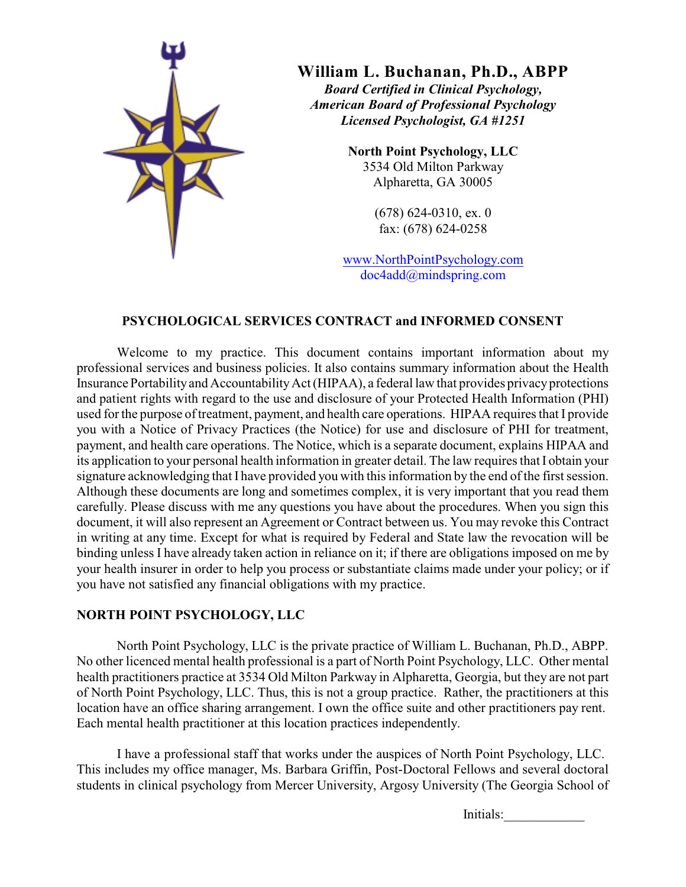**William L. Buchanan, Ph.D., ABPP**

***Board Certified in Clinical Psychology,***
***American Board of Professional Psychology***
***Licensed Psychologist, GA #1251***

**North Point Psychology, LLC**
3534 Old Milton Parkway
Alpharetta, GA 30005

(678) 624-0310, ex. 0
fax: (678) 624-0258

www.NorthPointPsychology.com
doc4add@mindspring.com

## PSYCHOLOGICAL SERVICES CONTRACT and INFORMED CONSENT

Welcome to my practice. This document contains important information about my professional services and business policies. It also contains summary information about the Health Insurance Portability and Accountability Act (HIPAA), a federal law that provides privacy protections and patient rights with regard to the use and disclosure of your Protected Health Information (PHI) used for the purpose of treatment, payment, and health care operations. HIPAA requires that I provide you with a Notice of Privacy Practices (the Notice) for use and disclosure of PHI for treatment, payment, and health care operations. The Notice, which is a separate document, explains HIPAA and its application to your personal health information in greater detail. The law requires that I obtain your signature acknowledging that I have provided you with this information by the end of the first session. Although these documents are long and sometimes complex, it is very important that you read them carefully. Please discuss with me any questions you have about the procedures. When you sign this document, it will also represent an Agreement or Contract between us. You may revoke this Contract in writing at any time. Except for what is required by Federal and State law the revocation will be binding unless I have already taken action in reliance on it; if there are obligations imposed on me by your health insurer in order to help you process or substantiate claims made under your policy; or if you have not satisfied any financial obligations with my practice.

## NORTH POINT PSYCHOLOGY, LLC

North Point Psychology, LLC is the private practice of William L. Buchanan, Ph.D., ABPP. No other licenced mental health professional is a part of North Point Psychology, LLC. Other mental health practitioners practice at 3534 Old Milton Parkway in Alpharetta, Georgia, but they are not part of North Point Psychology, LLC. Thus, this is not a group practice. Rather, the practitioners at this location have an office sharing arrangement. I own the office suite and other practitioners pay rent. Each mental health practitioner at this location practices independently.

I have a professional staff that works under the auspices of North Point Psychology, LLC. This includes my office manager, Ms. Barbara Griffin, Post-Doctoral Fellows and several doctoral students in clinical psychology from Mercer University, Argosy University (The Georgia School of

Initials:____________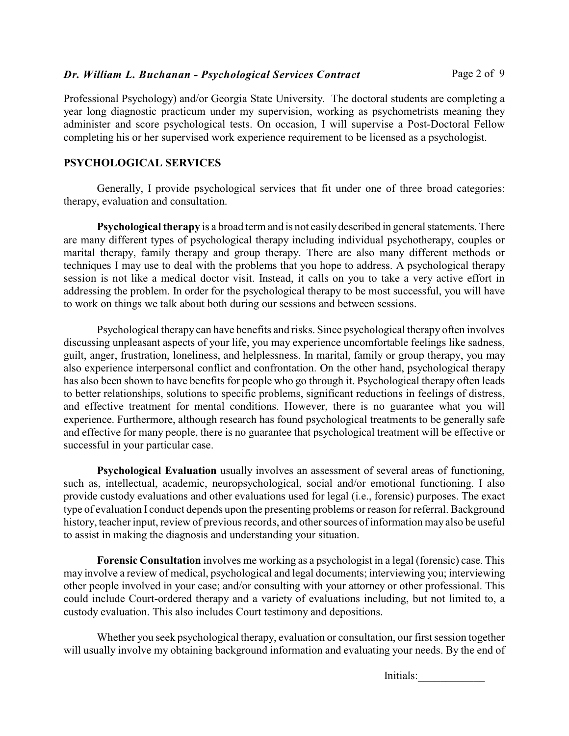Professional Psychology) and/or Georgia State University. The doctoral students are completing a year long diagnostic practicum under my supervision, working as psychometrists meaning they administer and score psychological tests. On occasion, I will supervise a Post-Doctoral Fellow completing his or her supervised work experience requirement to be licensed as a psychologist.

## PSYCHOLOGICAL SERVICES

Generally, I provide psychological services that fit under one of three broad categories: therapy, evaluation and consultation.

**Psychological therapy** is a broad term and is not easily described in general statements. There are many different types of psychological therapy including individual psychotherapy, couples or marital therapy, family therapy and group therapy. There are also many different methods or techniques I may use to deal with the problems that you hope to address. A psychological therapy session is not like a medical doctor visit. Instead, it calls on you to take a very active effort in addressing the problem. In order for the psychological therapy to be most successful, you will have to work on things we talk about both during our sessions and between sessions.

Psychological therapy can have benefits and risks. Since psychological therapy often involves discussing unpleasant aspects of your life, you may experience uncomfortable feelings like sadness, guilt, anger, frustration, loneliness, and helplessness. In marital, family or group therapy, you may also experience interpersonal conflict and confrontation. On the other hand, psychological therapy has also been shown to have benefits for people who go through it. Psychological therapy often leads to better relationships, solutions to specific problems, significant reductions in feelings of distress, and effective treatment for mental conditions. However, there is no guarantee what you will experience. Furthermore, although research has found psychological treatments to be generally safe and effective for many people, there is no guarantee that psychological treatment will be effective or successful in your particular case.

**Psychological Evaluation** usually involves an assessment of several areas of functioning, such as, intellectual, academic, neuropsychological, social and/or emotional functioning. I also provide custody evaluations and other evaluations used for legal (i.e., forensic) purposes. The exact type of evaluation I conduct depends upon the presenting problems or reason for referral. Background history, teacher input, review of previous records, and other sources of information may also be useful to assist in making the diagnosis and understanding your situation.

**Forensic Consultation** involves me working as a psychologist in a legal (forensic) case. This may involve a review of medical, psychological and legal documents; interviewing you; interviewing other people involved in your case; and/or consulting with your attorney or other professional. This could include Court-ordered therapy and a variety of evaluations including, but not limited to, a custody evaluation. This also includes Court testimony and depositions.

Whether you seek psychological therapy, evaluation or consultation, our first session together will usually involve my obtaining background information and evaluating your needs. By the end of

Initials:____________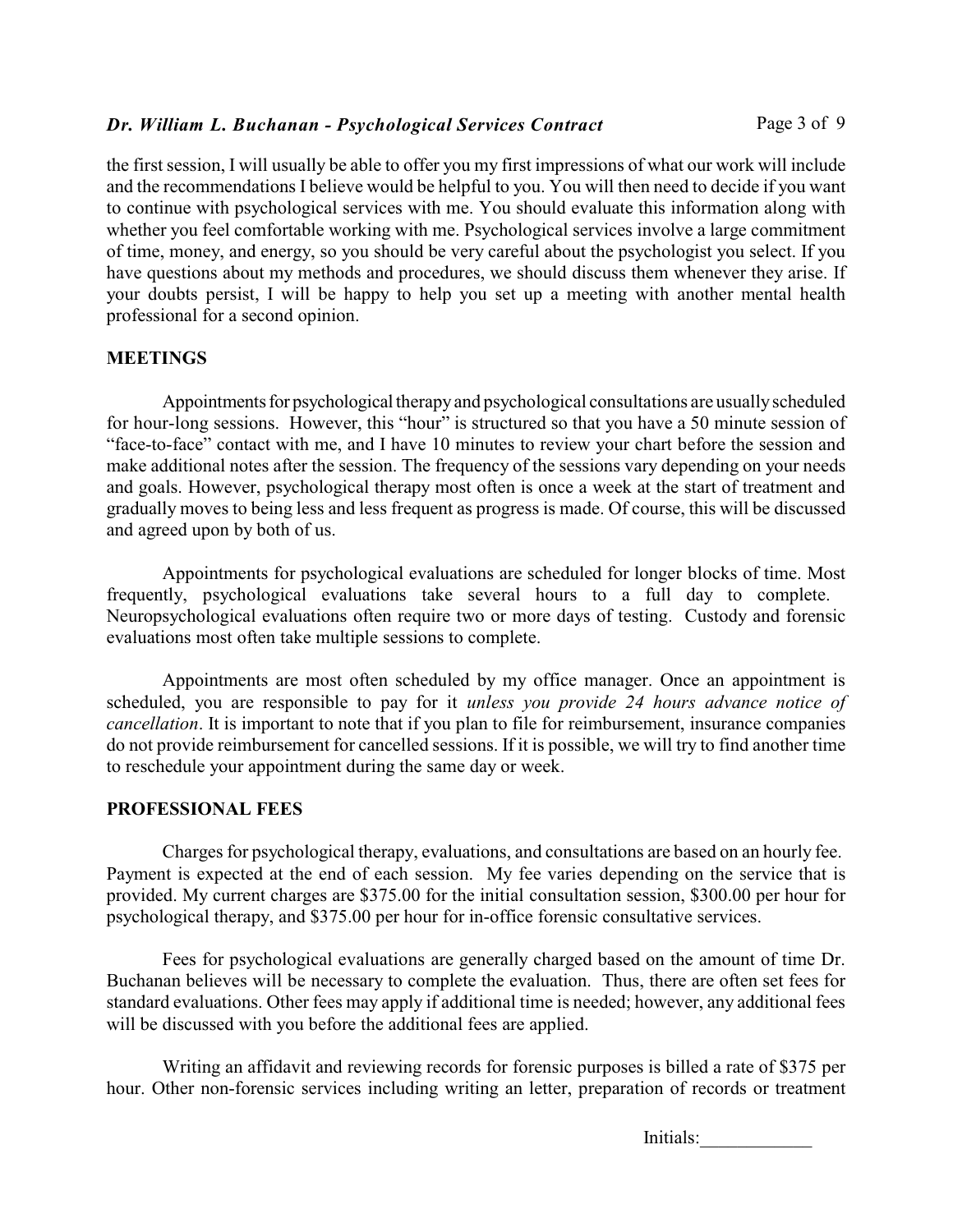the first session, I will usually be able to offer you my first impressions of what our work will include and the recommendations I believe would be helpful to you. You will then need to decide if you want to continue with psychological services with me. You should evaluate this information along with whether you feel comfortable working with me. Psychological services involve a large commitment of time, money, and energy, so you should be very careful about the psychologist you select. If you have questions about my methods and procedures, we should discuss them whenever they arise. If your doubts persist, I will be happy to help you set up a meeting with another mental health professional for a second opinion.

## MEETINGS

Appointments for psychological therapy and psychological consultations are usually scheduled for hour-long sessions. However, this "hour" is structured so that you have a 50 minute session of "face-to-face" contact with me, and I have 10 minutes to review your chart before the session and make additional notes after the session. The frequency of the sessions vary depending on your needs and goals. However, psychological therapy most often is once a week at the start of treatment and gradually moves to being less and less frequent as progress is made. Of course, this will be discussed and agreed upon by both of us.

Appointments for psychological evaluations are scheduled for longer blocks of time. Most frequently, psychological evaluations take several hours to a full day to complete. Neuropsychological evaluations often require two or more days of testing. Custody and forensic evaluations most often take multiple sessions to complete.

Appointments are most often scheduled by my office manager. Once an appointment is scheduled, you are responsible to pay for it *unless you provide 24 hours advance notice of cancellation*. It is important to note that if you plan to file for reimbursement, insurance companies do not provide reimbursement for cancelled sessions. If it is possible, we will try to find another time to reschedule your appointment during the same day or week.

## PROFESSIONAL FEES

Charges for psychological therapy, evaluations, and consultations are based on an hourly fee. Payment is expected at the end of each session. My fee varies depending on the service that is provided. My current charges are $375.00 for the initial consultation session, $300.00 per hour for psychological therapy, and $375.00 per hour for in-office forensic consultative services.

Fees for psychological evaluations are generally charged based on the amount of time Dr. Buchanan believes will be necessary to complete the evaluation. Thus, there are often set fees for standard evaluations. Other fees may apply if additional time is needed; however, any additional fees will be discussed with you before the additional fees are applied.

Writing an affidavit and reviewing records for forensic purposes is billed a rate of $375 per hour. Other non-forensic services including writing an letter, preparation of records or treatment

Initials:____________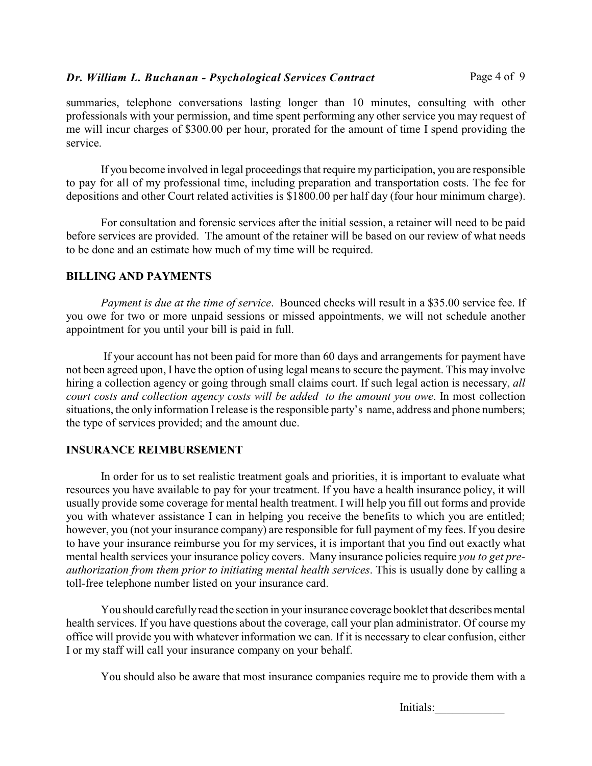summaries, telephone conversations lasting longer than 10 minutes, consulting with other professionals with your permission, and time spent performing any other service you may request of me will incur charges of $300.00 per hour, prorated for the amount of time I spend providing the service.

If you become involved in legal proceedings that require my participation, you are responsible to pay for all of my professional time, including preparation and transportation costs. The fee for depositions and other Court related activities is $1800.00 per half day (four hour minimum charge).

For consultation and forensic services after the initial session, a retainer will need to be paid before services are provided. The amount of the retainer will be based on our review of what needs to be done and an estimate how much of my time will be required.

**BILLING AND PAYMENTS**

*Payment is due at the time of service*. Bounced checks will result in a $35.00 service fee. If you owe for two or more unpaid sessions or missed appointments, we will not schedule another appointment for you until your bill is paid in full.

If your account has not been paid for more than 60 days and arrangements for payment have not been agreed upon, I have the option of using legal means to secure the payment. This may involve hiring a collection agency or going through small claims court. If such legal action is necessary, *all court costs and collection agency costs will be added to the amount you owe*. In most collection situations, the only information I release is the responsible party's name, address and phone numbers; the type of services provided; and the amount due.

**INSURANCE REIMBURSEMENT**

In order for us to set realistic treatment goals and priorities, it is important to evaluate what resources you have available to pay for your treatment. If you have a health insurance policy, it will usually provide some coverage for mental health treatment. I will help you fill out forms and provide you with whatever assistance I can in helping you receive the benefits to which you are entitled; however, you (not your insurance company) are responsible for full payment of my fees. If you desire to have your insurance reimburse you for my services, it is important that you find out exactly what mental health services your insurance policy covers. Many insurance policies require *you to get pre-authorization from them prior to initiating mental health services*. This is usually done by calling a toll-free telephone number listed on your insurance card.

You should carefully read the section in your insurance coverage booklet that describes mental health services. If you have questions about the coverage, call your plan administrator. Of course my office will provide you with whatever information we can. If it is necessary to clear confusion, either I or my staff will call your insurance company on your behalf.

You should also be aware that most insurance companies require me to provide them with a

Initials:____________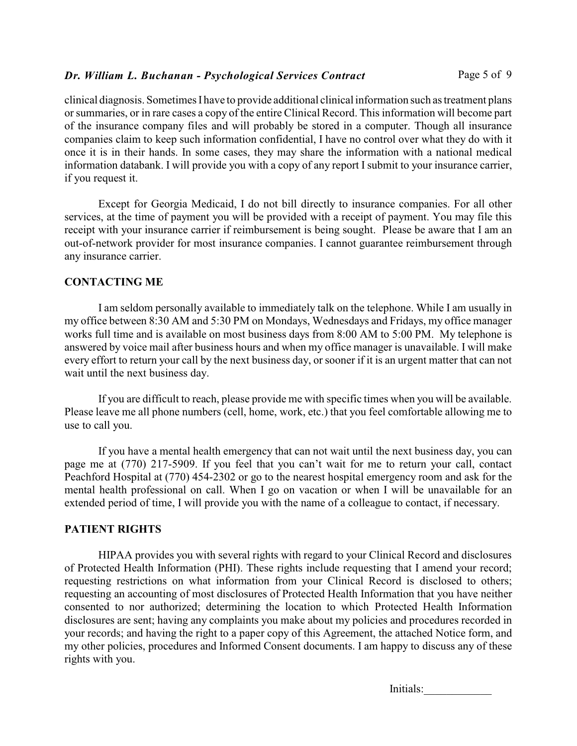clinical diagnosis. Sometimes I have to provide additional clinical information such as treatment plans or summaries, or in rare cases a copy of the entire Clinical Record. This information will become part of the insurance company files and will probably be stored in a computer. Though all insurance companies claim to keep such information confidential, I have no control over what they do with it once it is in their hands. In some cases, they may share the information with a national medical information databank. I will provide you with a copy of any report I submit to your insurance carrier, if you request it.

Except for Georgia Medicaid, I do not bill directly to insurance companies. For all other services, at the time of payment you will be provided with a receipt of payment. You may file this receipt with your insurance carrier if reimbursement is being sought. Please be aware that I am an out-of-network provider for most insurance companies. I cannot guarantee reimbursement through any insurance carrier.

## CONTACTING ME

I am seldom personally available to immediately talk on the telephone. While I am usually in my office between 8:30 AM and 5:30 PM on Mondays, Wednesdays and Fridays, my office manager works full time and is available on most business days from 8:00 AM to 5:00 PM. My telephone is answered by voice mail after business hours and when my office manager is unavailable. I will make every effort to return your call by the next business day, or sooner if it is an urgent matter that can not wait until the next business day.

If you are difficult to reach, please provide me with specific times when you will be available. Please leave me all phone numbers (cell, home, work, etc.) that you feel comfortable allowing me to use to call you.

If you have a mental health emergency that can not wait until the next business day, you can page me at (770) 217-5909. If you feel that you can't wait for me to return your call, contact Peachford Hospital at (770) 454-2302 or go to the nearest hospital emergency room and ask for the mental health professional on call. When I go on vacation or when I will be unavailable for an extended period of time, I will provide you with the name of a colleague to contact, if necessary.

## PATIENT RIGHTS

HIPAA provides you with several rights with regard to your Clinical Record and disclosures of Protected Health Information (PHI). These rights include requesting that I amend your record; requesting restrictions on what information from your Clinical Record is disclosed to others; requesting an accounting of most disclosures of Protected Health Information that you have neither consented to nor authorized; determining the location to which Protected Health Information disclosures are sent; having any complaints you make about my policies and procedures recorded in your records; and having the right to a paper copy of this Agreement, the attached Notice form, and my other policies, procedures and Informed Consent documents. I am happy to discuss any of these rights with you.

Initials:____________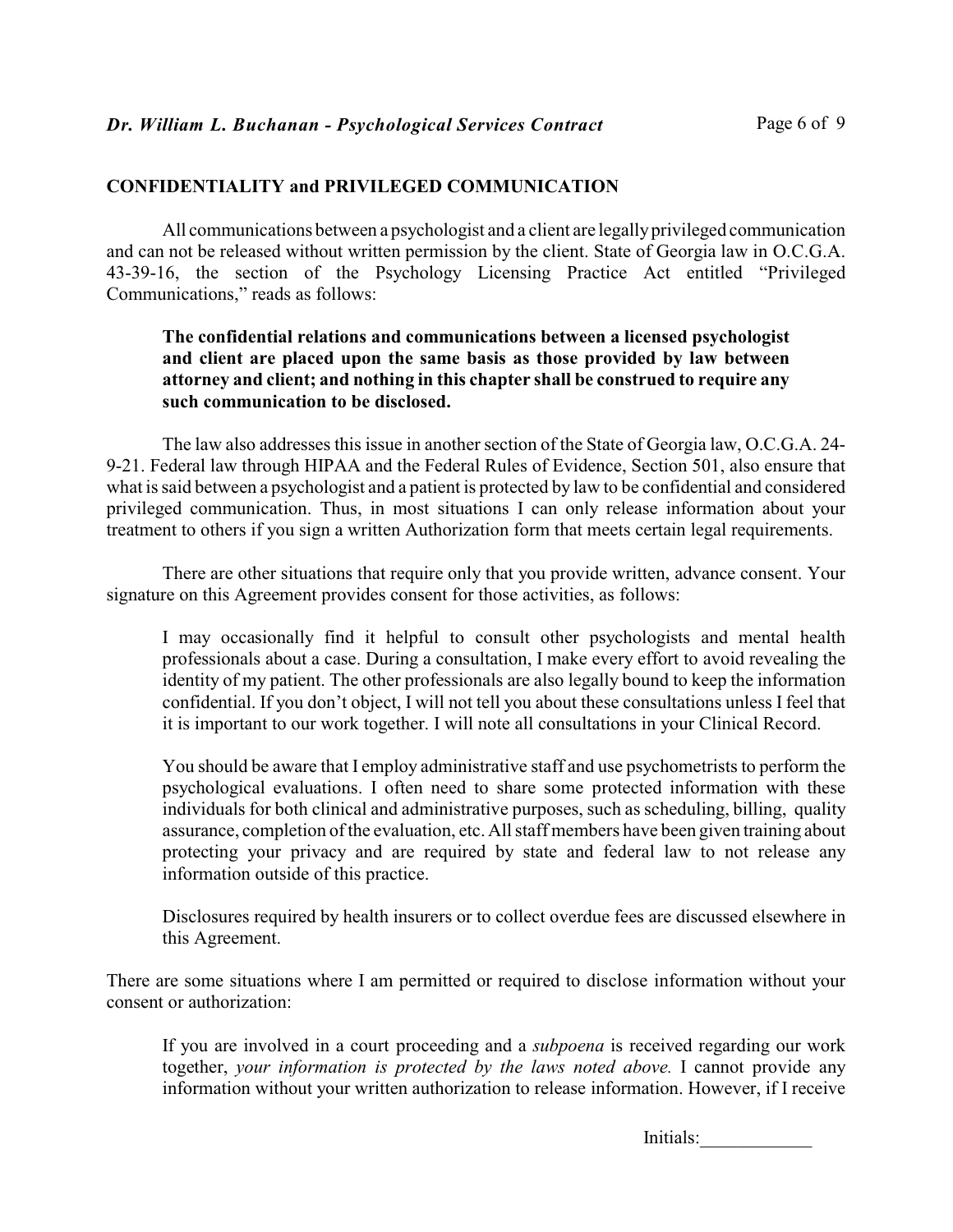## CONFIDENTIALITY and PRIVILEGED COMMUNICATION

All communications between a psychologist and a client are legally privileged communication and can not be released without written permission by the client. State of Georgia law in O.C.G.A. 43-39-16, the section of the Psychology Licensing Practice Act entitled "Privileged Communications," reads as follows:

> **The confidential relations and communications between a licensed psychologist and client are placed upon the same basis as those provided by law between attorney and client; and nothing in this chapter shall be construed to require any such communication to be disclosed.**

The law also addresses this issue in another section of the State of Georgia law, O.C.G.A. 24-9-21. Federal law through HIPAA and the Federal Rules of Evidence, Section 501, also ensure that what is said between a psychologist and a patient is protected by law to be confidential and considered privileged communication. Thus, in most situations I can only release information about your treatment to others if you sign a written Authorization form that meets certain legal requirements.

There are other situations that require only that you provide written, advance consent. Your signature on this Agreement provides consent for those activities, as follows:

> I may occasionally find it helpful to consult other psychologists and mental health professionals about a case. During a consultation, I make every effort to avoid revealing the identity of my patient. The other professionals are also legally bound to keep the information confidential. If you don't object, I will not tell you about these consultations unless I feel that it is important to our work together. I will note all consultations in your Clinical Record.
>
> You should be aware that I employ administrative staff and use psychometrists to perform the psychological evaluations. I often need to share some protected information with these individuals for both clinical and administrative purposes, such as scheduling, billing, quality assurance, completion of the evaluation, etc. All staff members have been given training about protecting your privacy and are required by state and federal law to not release any information outside of this practice.
>
> Disclosures required by health insurers or to collect overdue fees are discussed elsewhere in this Agreement.

There are some situations where I am permitted or required to disclose information without your consent or authorization:

> If you are involved in a court proceeding and a *subpoena* is received regarding our work together, *your information is protected by the laws noted above.* I cannot provide any information without your written authorization to release information. However, if I receive

Initials:\_\_\_\_\_\_\_\_\_\_\_\_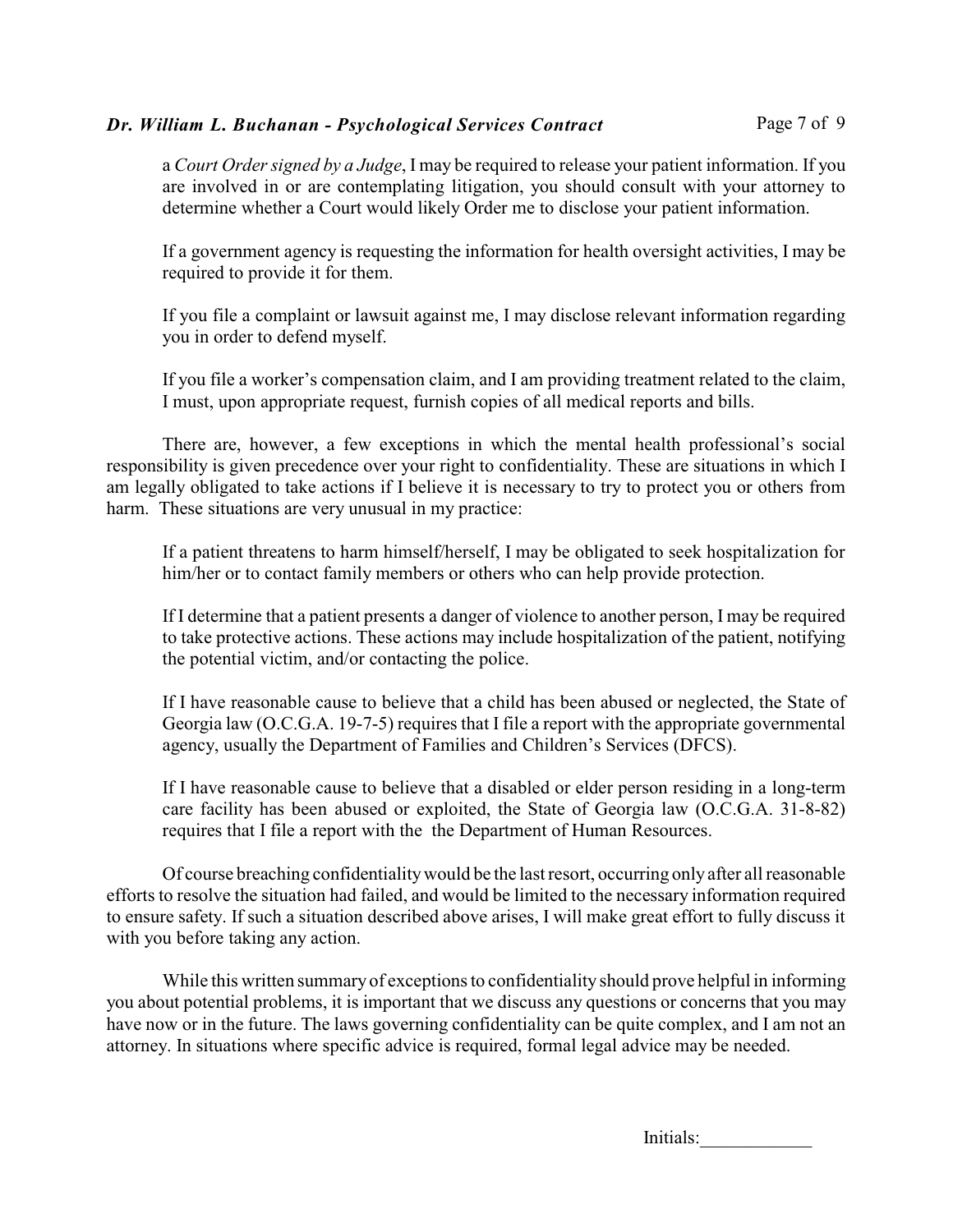a *Court Order signed by a Judge*, I may be required to release your patient information. If you are involved in or are contemplating litigation, you should consult with your attorney to determine whether a Court would likely Order me to disclose your patient information.

If a government agency is requesting the information for health oversight activities, I may be required to provide it for them.

If you file a complaint or lawsuit against me, I may disclose relevant information regarding you in order to defend myself.

If you file a worker's compensation claim, and I am providing treatment related to the claim, I must, upon appropriate request, furnish copies of all medical reports and bills.

There are, however, a few exceptions in which the mental health professional's social responsibility is given precedence over your right to confidentiality. These are situations in which I am legally obligated to take actions if I believe it is necessary to try to protect you or others from harm. These situations are very unusual in my practice:

If a patient threatens to harm himself/herself, I may be obligated to seek hospitalization for him/her or to contact family members or others who can help provide protection.

If I determine that a patient presents a danger of violence to another person, I may be required to take protective actions. These actions may include hospitalization of the patient, notifying the potential victim, and/or contacting the police.

If I have reasonable cause to believe that a child has been abused or neglected, the State of Georgia law (O.C.G.A. 19-7-5) requires that I file a report with the appropriate governmental agency, usually the Department of Families and Children's Services (DFCS).

If I have reasonable cause to believe that a disabled or elder person residing in a long-term care facility has been abused or exploited, the State of Georgia law (O.C.G.A. 31-8-82) requires that I file a report with the the Department of Human Resources.

Of course breaching confidentiality would be the last resort, occurring only after all reasonable efforts to resolve the situation had failed, and would be limited to the necessary information required to ensure safety. If such a situation described above arises, I will make great effort to fully discuss it with you before taking any action.

While this written summary of exceptions to confidentiality should prove helpful in informing you about potential problems, it is important that we discuss any questions or concerns that you may have now or in the future. The laws governing confidentiality can be quite complex, and I am not an attorney. In situations where specific advice is required, formal legal advice may be needed.

Initials:____________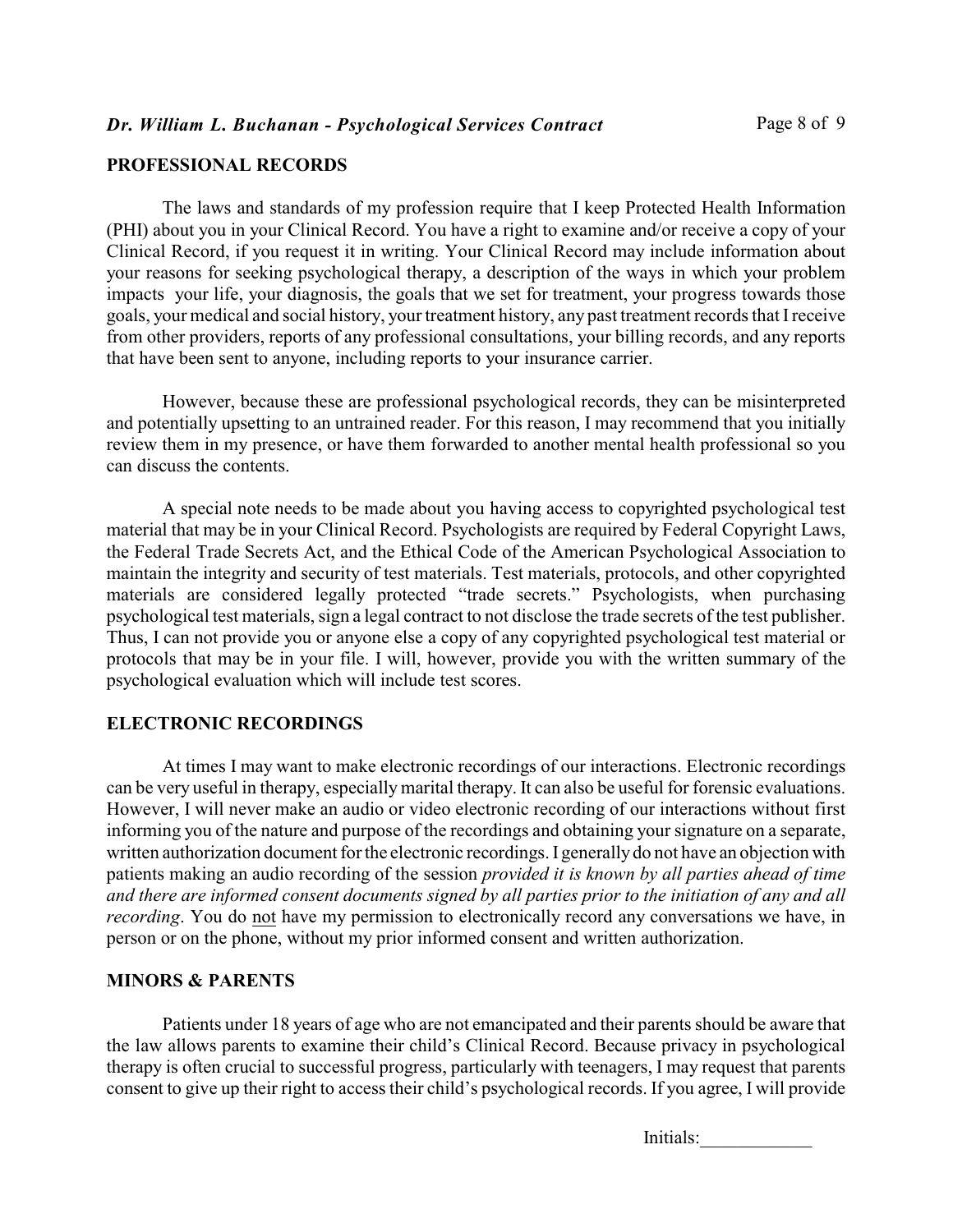## PROFESSIONAL RECORDS

The laws and standards of my profession require that I keep Protected Health Information (PHI) about you in your Clinical Record. You have a right to examine and/or receive a copy of your Clinical Record, if you request it in writing. Your Clinical Record may include information about your reasons for seeking psychological therapy, a description of the ways in which your problem impacts your life, your diagnosis, the goals that we set for treatment, your progress towards those goals, your medical and social history, your treatment history, any past treatment records that I receive from other providers, reports of any professional consultations, your billing records, and any reports that have been sent to anyone, including reports to your insurance carrier.

However, because these are professional psychological records, they can be misinterpreted and potentially upsetting to an untrained reader. For this reason, I may recommend that you initially review them in my presence, or have them forwarded to another mental health professional so you can discuss the contents.

A special note needs to be made about you having access to copyrighted psychological test material that may be in your Clinical Record. Psychologists are required by Federal Copyright Laws, the Federal Trade Secrets Act, and the Ethical Code of the American Psychological Association to maintain the integrity and security of test materials. Test materials, protocols, and other copyrighted materials are considered legally protected "trade secrets." Psychologists, when purchasing psychological test materials, sign a legal contract to not disclose the trade secrets of the test publisher. Thus, I can not provide you or anyone else a copy of any copyrighted psychological test material or protocols that may be in your file. I will, however, provide you with the written summary of the psychological evaluation which will include test scores.

## ELECTRONIC RECORDINGS

At times I may want to make electronic recordings of our interactions. Electronic recordings can be very useful in therapy, especially marital therapy. It can also be useful for forensic evaluations. However, I will never make an audio or video electronic recording of our interactions without first informing you of the nature and purpose of the recordings and obtaining your signature on a separate, written authorization document for the electronic recordings. I generally do not have an objection with patients making an audio recording of the session *provided it is known by all parties ahead of time and there are informed consent documents signed by all parties prior to the initiation of any and all recording*. You do <u>not</u> have my permission to electronically record any conversations we have, in person or on the phone, without my prior informed consent and written authorization.

## MINORS & PARENTS

Patients under 18 years of age who are not emancipated and their parents should be aware that the law allows parents to examine their child's Clinical Record. Because privacy in psychological therapy is often crucial to successful progress, particularly with teenagers, I may request that parents consent to give up their right to access their child's psychological records. If you agree, I will provide

Initials:____________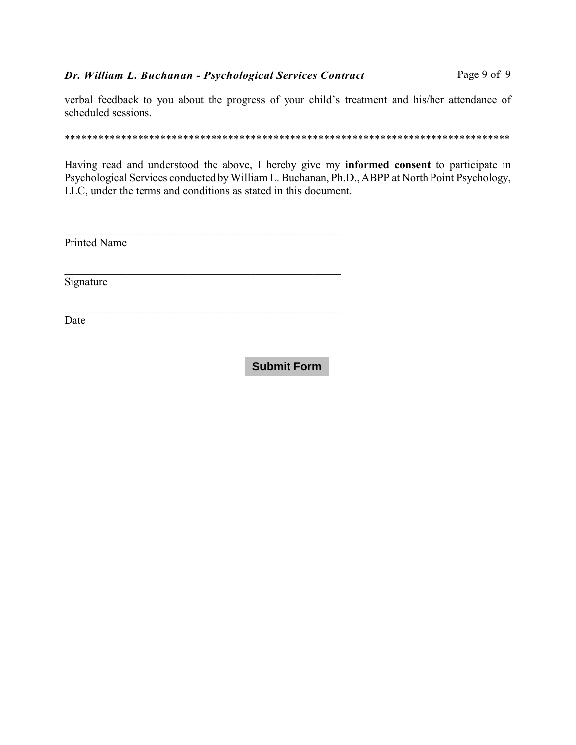verbal feedback to you about the progress of your child's treatment and his/her attendance of scheduled sessions.

*******************************************************************************

Having read and understood the above, I hereby give my **informed consent** to participate in Psychological Services conducted by William L. Buchanan, Ph.D., ABPP at North Point Psychology, LLC, under the terms and conditions as stated in this document.

_______________________________________________
Printed Name

_______________________________________________
Signature

_______________________________________________
Date

**Submit Form**